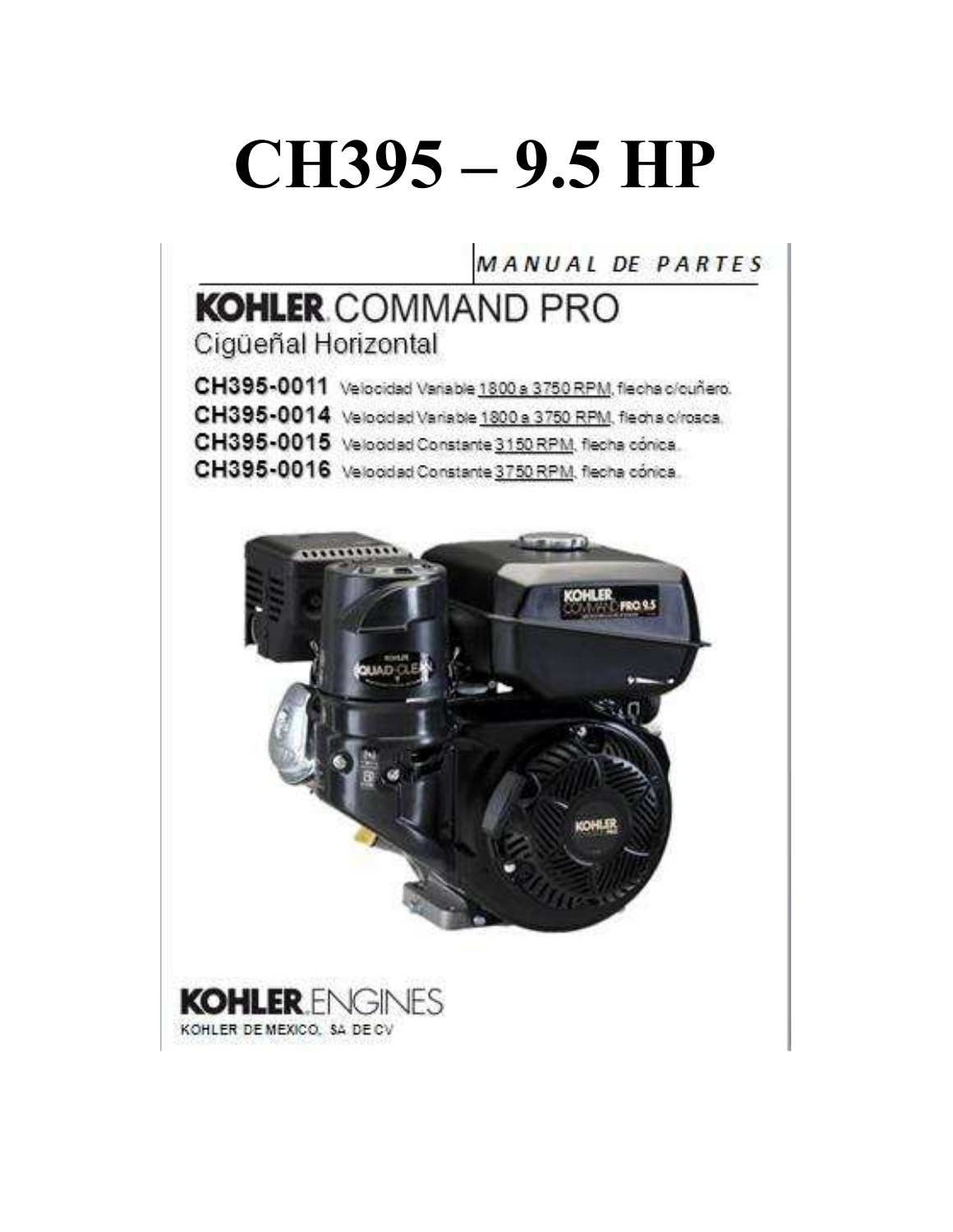# CH395 – 9.5 HP

*MANUAL DE PARTES*

## KOHLER COMMAND PRO

Cigüeñal Horizontal

**CH395-0011** Velocidad Variable 1800 a 3750 RPM, flecha c/cuñero.

**CH395-0014** Velocidad Variable 1800 a 3750 RPM, flecha c/rosca.

**CH395-0015** Velocidad Constante 3150 RPM, flecha cónica.

**CH395-0016** Velocidad Constante 3750 RPM, flecha cónica.

**KOHLER** ENGINES

KOHLER DE MEXICO, SA DE CV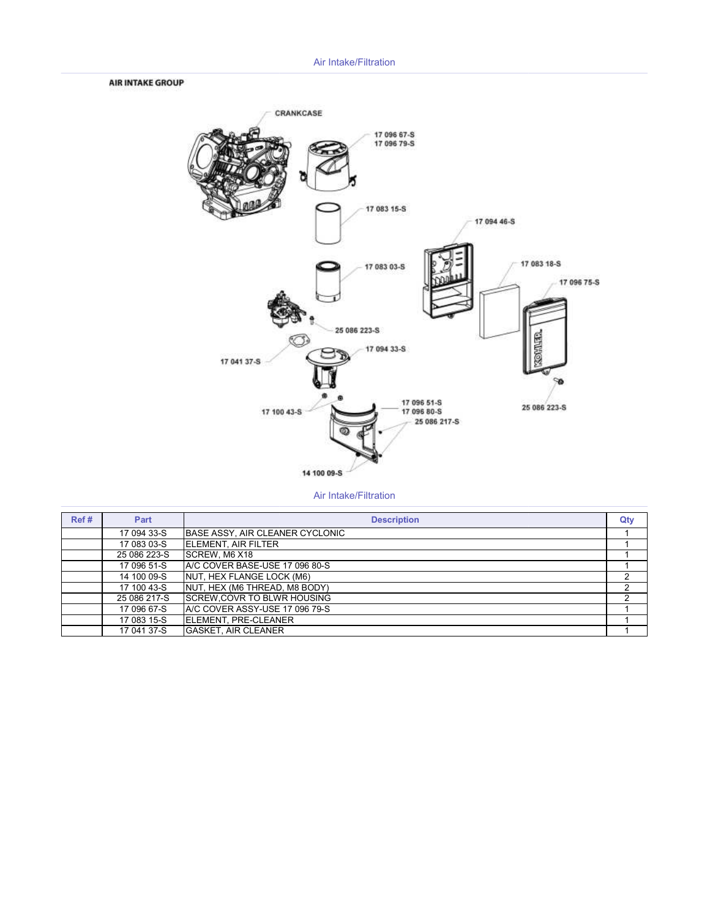Air Intake/Filtration

**AIR INTAKE GROUP**

CRANKCASE

17 096 67-S
17 096 79-S

17 083 15-S

17 094 46-S

17 083 03-S

17 083 18-S

17 096 75-S

25 086 223-S

17 094 33-S

17 041 37-S

17 096 51-S
17 096 80-S

25 086 223-S

17 100 43-S

25 086 217-S

14 100 09-S

Air Intake/Filtration

| Ref # | Part | Description | Qty |
|---|---|---|---|
| | 17 094 33-S | BASE ASSY, AIR CLEANER CYCLONIC | 1 |
| | 17 083 03-S | ELEMENT, AIR FILTER | 1 |
| | 25 086 223-S | SCREW, M6 X18 | 1 |
| | 17 096 51-S | A/C COVER BASE-USE 17 096 80-S | 1 |
| | 14 100 09-S | NUT, HEX FLANGE LOCK (M6) | 2 |
| | 17 100 43-S | NUT, HEX (M6 THREAD, M8 BODY) | 2 |
| | 25 086 217-S | SCREW,COVR TO BLWR HOUSING | 2 |
| | 17 096 67-S | A/C COVER ASSY-USE 17 096 79-S | 1 |
| | 17 083 15-S | ELEMENT, PRE-CLEANER | 1 |
| | 17 041 37-S | GASKET, AIR CLEANER | 1 |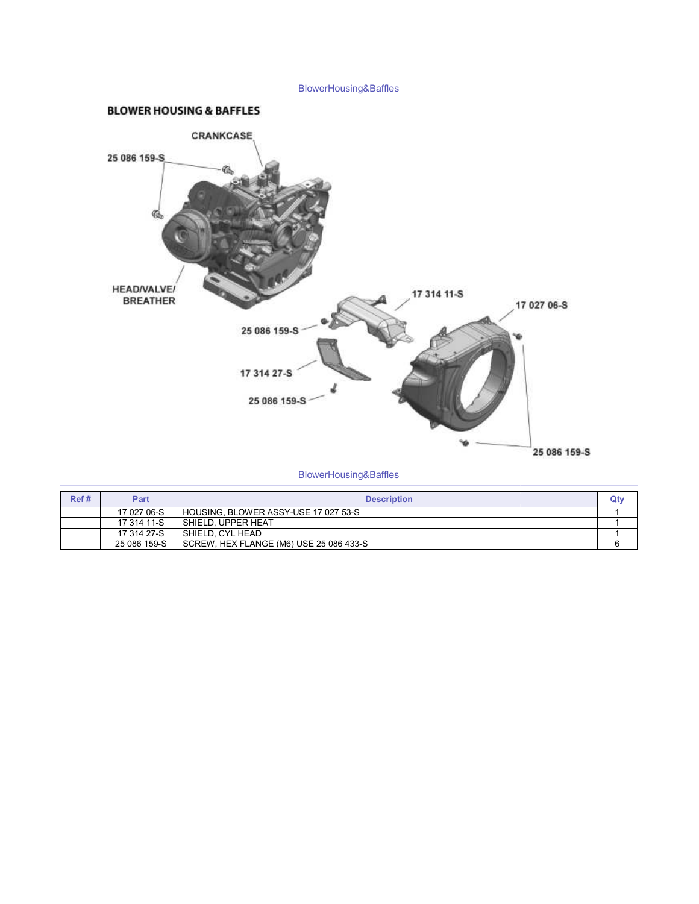BlowerHousing&Baffles

## BLOWER HOUSING & BAFFLES

CRANKCASE

25 086 159-S

HEAD/VALVE/ BREATHER

17 314 11-S

17 027 06-S

25 086 159-S

17 314 27-S

25 086 159-S

25 086 159-S

BlowerHousing&Baffles

| Ref # | Part | Description | Qty |
|---|---|---|---|
| | 17 027 06-S | HOUSING, BLOWER ASSY-USE 17 027 53-S | 1 |
| | 17 314 11-S | SHIELD, UPPER HEAT | 1 |
| | 17 314 27-S | SHIELD, CYL HEAD | 1 |
| | 25 086 159-S | SCREW, HEX FLANGE (M6) USE 25 086 433-S | 6 |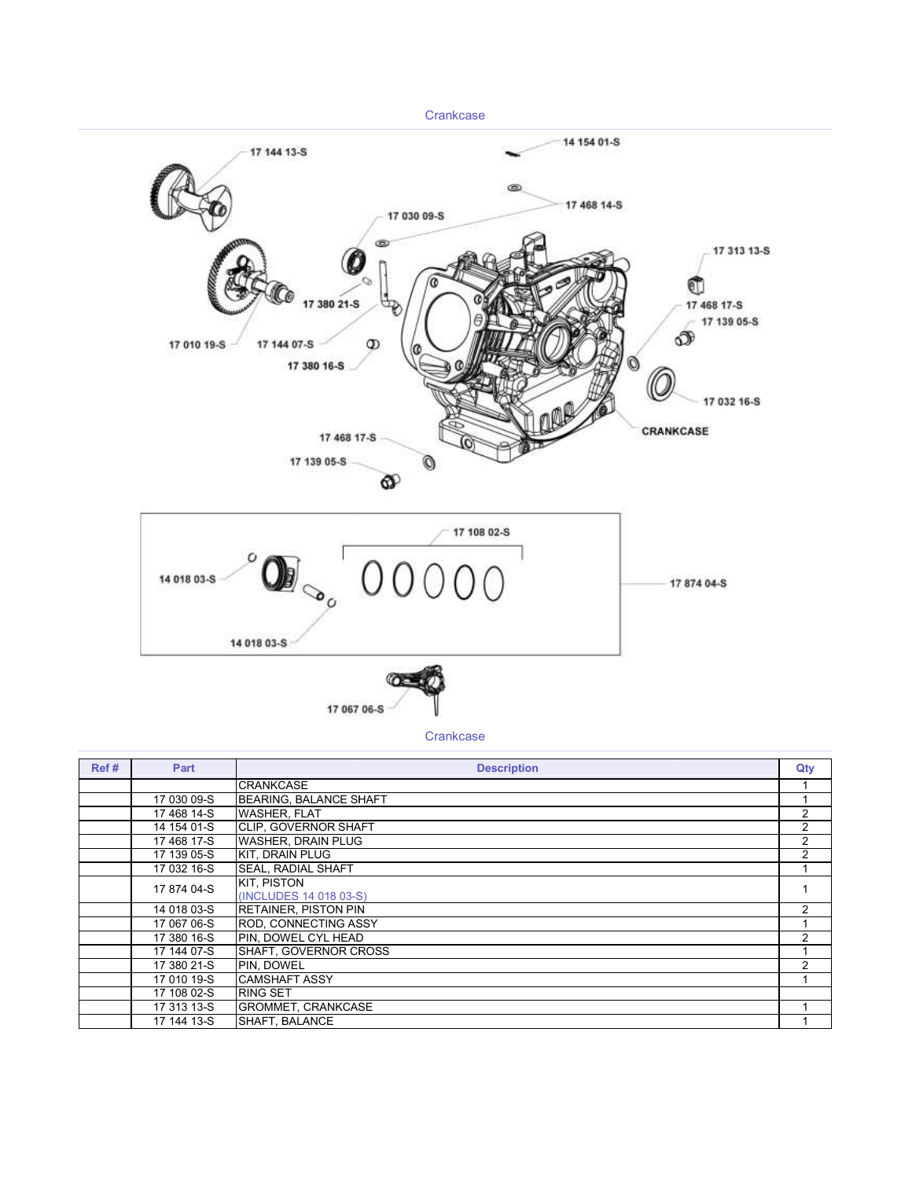## Crankcase

Crankcase

| Ref # | Part | Description | Qty |
|---|---|---|---|
| | | CRANKCASE | 1 |
| | 17 030 09-S | BEARING, BALANCE SHAFT | 1 |
| | 17 468 14-S | WASHER, FLAT | 2 |
| | 14 154 01-S | CLIP, GOVERNOR SHAFT | 2 |
| | 17 468 17-S | WASHER, DRAIN PLUG | 2 |
| | 17 139 05-S | KIT, DRAIN PLUG | 2 |
| | 17 032 16-S | SEAL, RADIAL SHAFT | 1 |
| | 17 874 04-S | KIT, PISTON (INCLUDES 14 018 03-S) | 1 |
| | 14 018 03-S | RETAINER, PISTON PIN | 2 |
| | 17 067 06-S | ROD, CONNECTING ASSY | 1 |
| | 17 380 16-S | PIN, DOWEL CYL HEAD | 2 |
| | 17 144 07-S | SHAFT, GOVERNOR CROSS | 1 |
| | 17 380 21-S | PIN, DOWEL | 2 |
| | 17 010 19-S | CAMSHAFT ASSY | 1 |
| | 17 108 02-S | RING SET | |
| | 17 313 13-S | GROMMET, CRANKCASE | 1 |
| | 17 144 13-S | SHAFT, BALANCE | 1 |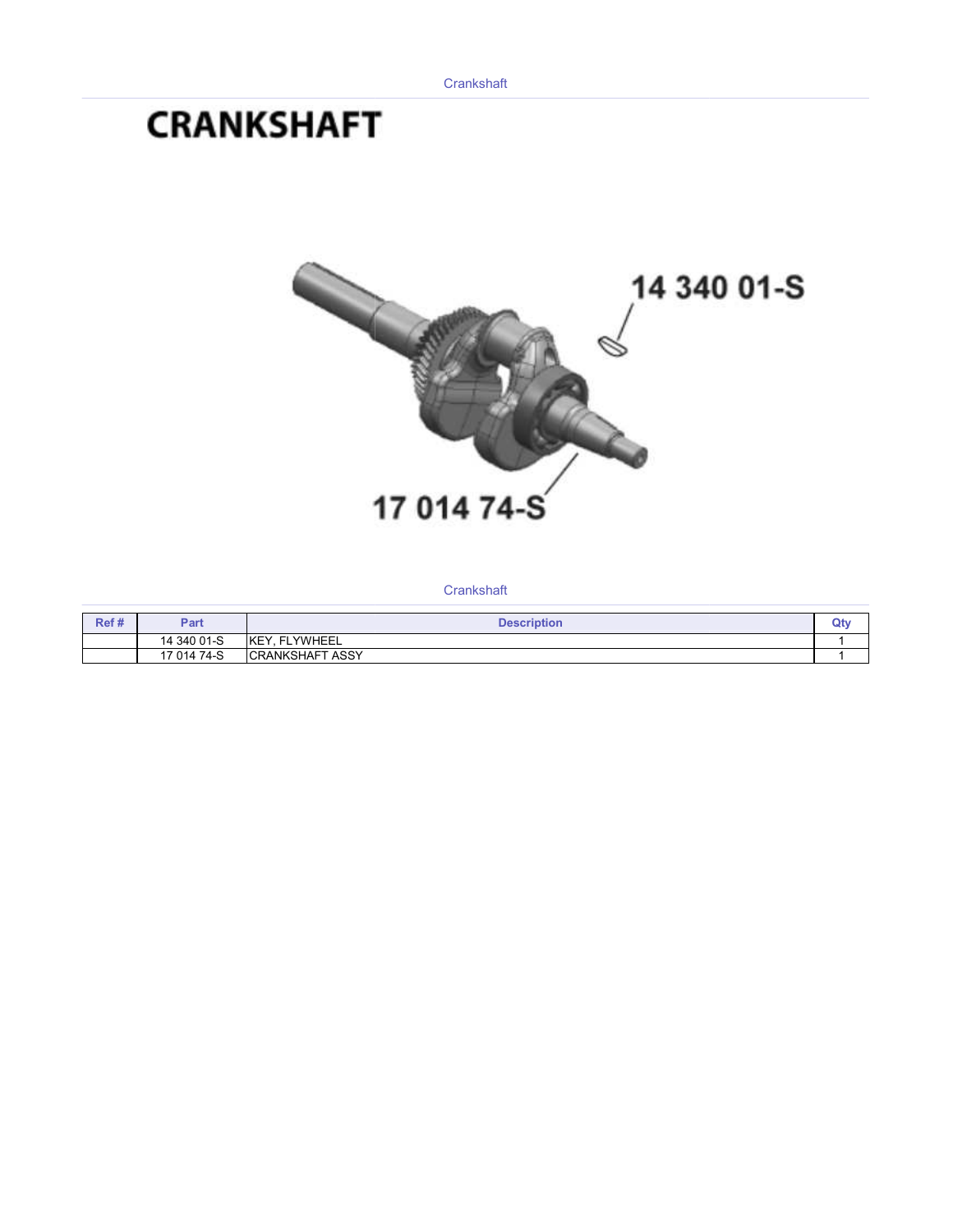Crankshaft

# CRANKSHAFT

Crankshaft

| Ref # | Part | Description | Qty |
|---|---|---|---|
| | 14 340 01-S | KEY, FLYWHEEL | 1 |
| | 17 014 74-S | CRANKSHAFT ASSY | 1 |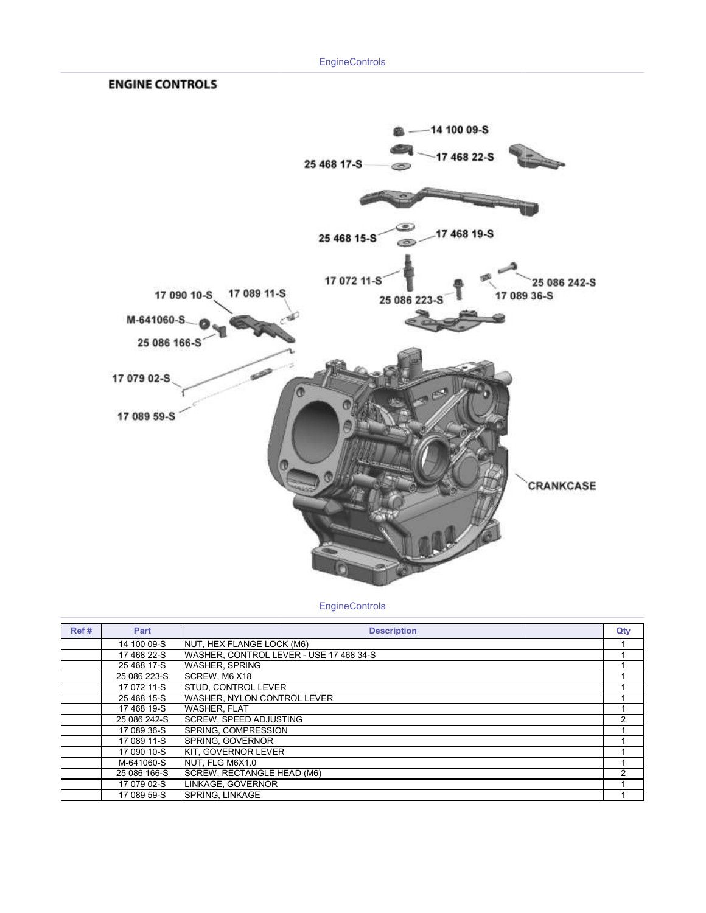## ENGINE CONTROLS

EngineControls

| Ref # | Part | Description | Qty |
|---|---|---|---|
| | 14 100 09-S | NUT, HEX FLANGE LOCK (M6) | 1 |
| | 17 468 22-S | WASHER, CONTROL LEVER - USE 17 468 34-S | 1 |
| | 25 468 17-S | WASHER, SPRING | 1 |
| | 25 086 223-S | SCREW, M6 X18 | 1 |
| | 17 072 11-S | STUD, CONTROL LEVER | 1 |
| | 25 468 15-S | WASHER, NYLON CONTROL LEVER | 1 |
| | 17 468 19-S | WASHER, FLAT | 1 |
| | 25 086 242-S | SCREW, SPEED ADJUSTING | 2 |
| | 17 089 36-S | SPRING, COMPRESSION | 1 |
| | 17 089 11-S | SPRING, GOVERNOR | 1 |
| | 17 090 10-S | KIT, GOVERNOR LEVER | 1 |
| | M-641060-S | NUT, FLG M6X1.0 | 1 |
| | 25 086 166-S | SCREW, RECTANGLE HEAD (M6) | 2 |
| | 17 079 02-S | LINKAGE, GOVERNOR | 1 |
| | 17 089 59-S | SPRING, LINKAGE | 1 |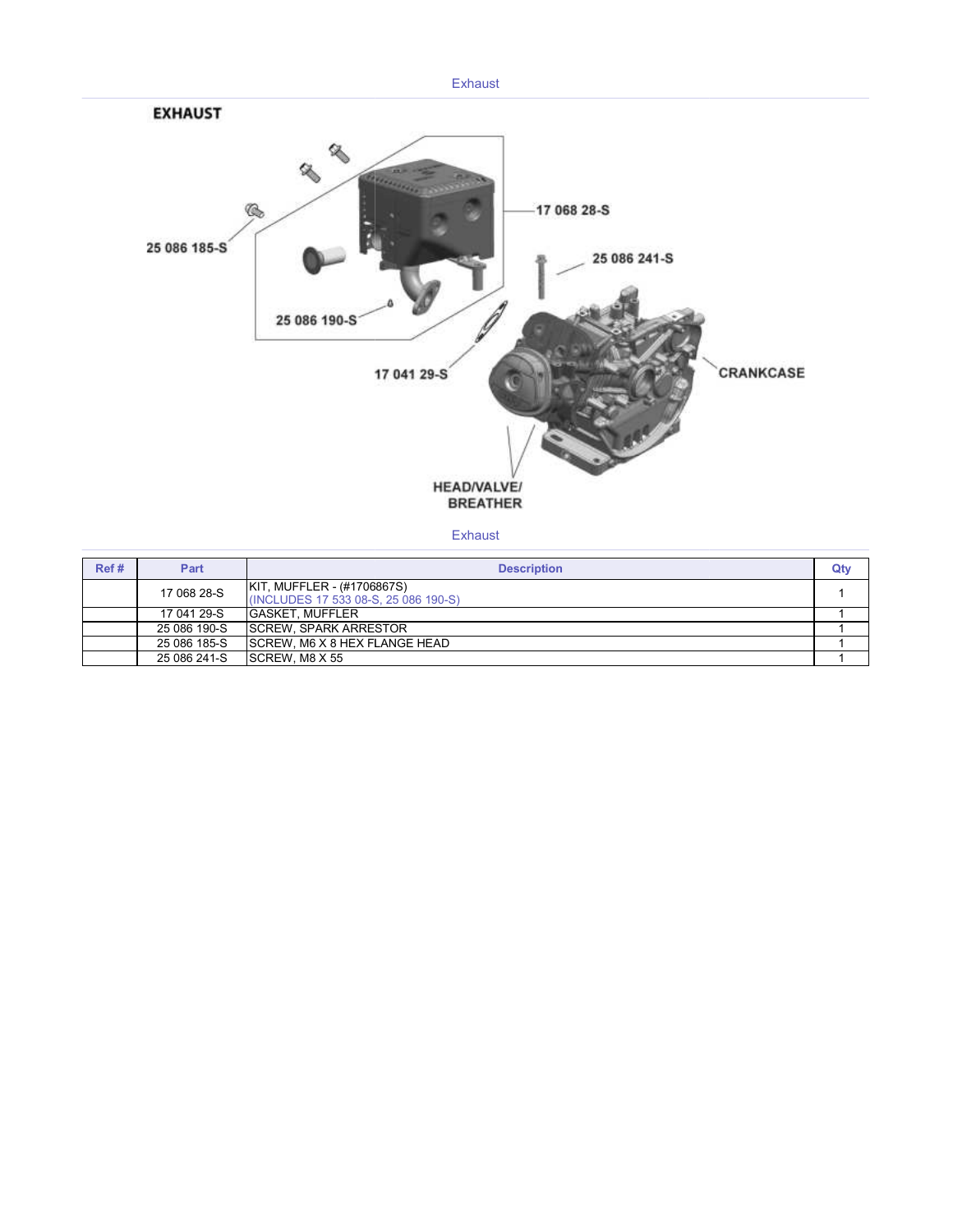Exhaust

EXHAUST

25 086 185-S

17 068 28-S

25 086 241-S

25 086 190-S

17 041 29-S

CRANKCASE

HEAD/VALVE/
BREATHER

Exhaust

| Ref # | Part | Description | Qty |
| --- | --- | --- | --- |
| | 17 068 28-S | KIT, MUFFLER - (#1706867S)<br>(INCLUDES 17 533 08-S, 25 086 190-S) | 1 |
| | 17 041 29-S | GASKET, MUFFLER | 1 |
| | 25 086 190-S | SCREW, SPARK ARRESTOR | 1 |
| | 25 086 185-S | SCREW, M6 X 8 HEX FLANGE HEAD | 1 |
| | 25 086 241-S | SCREW, M8 X 55 | 1 |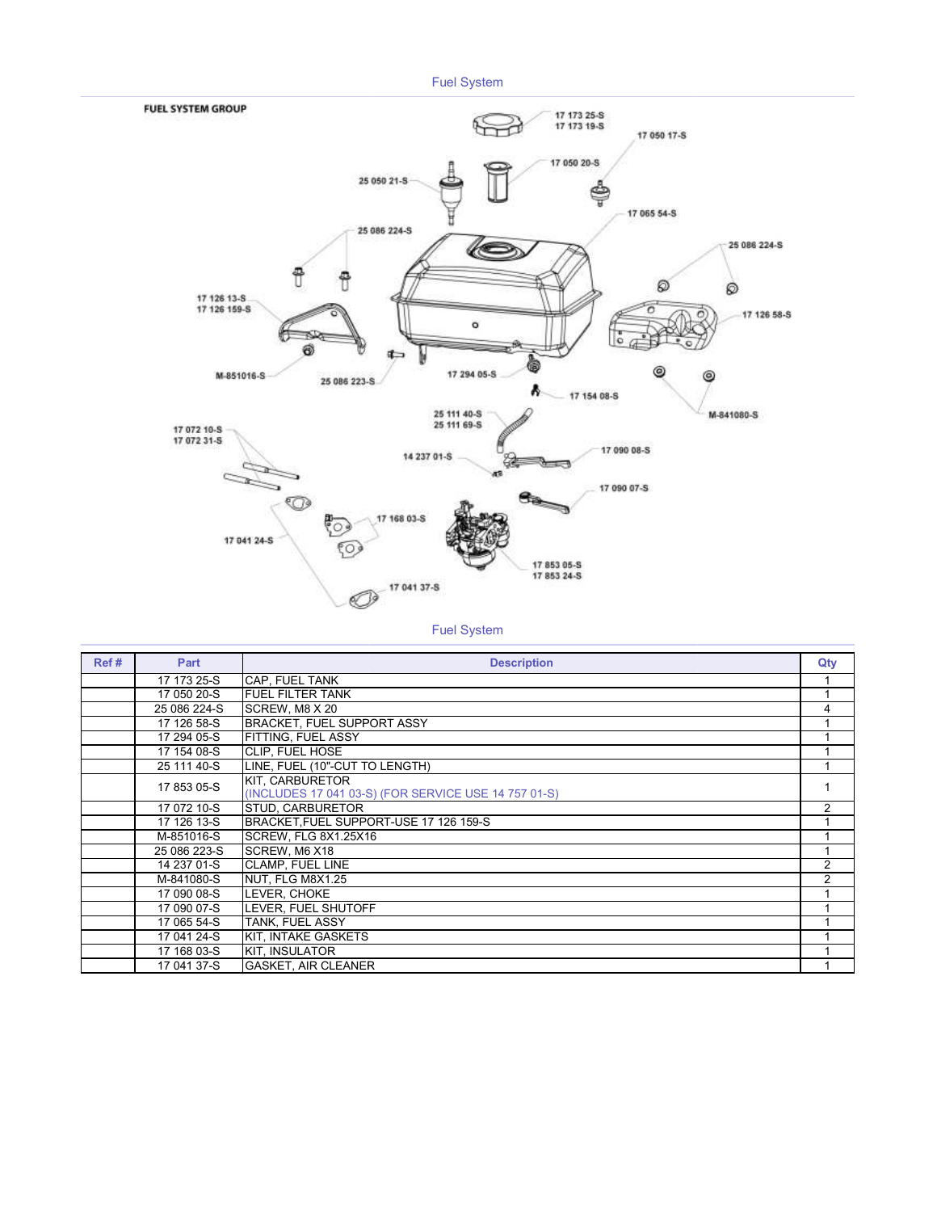## Fuel System

FUEL SYSTEM GROUP

17 173 25-S
17 173 19-S
17 050 17-S
17 050 20-S
25 050 21-S
17 065 54-S
25 086 224-S
25 086 224-S
17 126 13-S
17 126 159-S
17 126 58-S
M-851016-S
25 086 223-S
17 294 05-S
17 154 08-S
M-841080-S
25 111 40-S
25 111 69-S
17 072 10-S
17 072 31-S
14 237 01-S
17 090 08-S
17 090 07-S
17 168 03-S
17 041 24-S
17 853 05-S
17 853 24-S
17 041 37-S

## Fuel System

| Ref # | Part | Description | Qty |
|---|---|---|---|
| | 17 173 25-S | CAP, FUEL TANK | 1 |
| | 17 050 20-S | FUEL FILTER TANK | 1 |
| | 25 086 224-S | SCREW, M8 X 20 | 4 |
| | 17 126 58-S | BRACKET, FUEL SUPPORT ASSY | 1 |
| | 17 294 05-S | FITTING, FUEL ASSY | 1 |
| | 17 154 08-S | CLIP, FUEL HOSE | 1 |
| | 25 111 40-S | LINE, FUEL (10"-CUT TO LENGTH) | 1 |
| | 17 853 05-S | KIT, CARBURETOR (INCLUDES 17 041 03-S) (FOR SERVICE USE 14 757 01-S) | 1 |
| | 17 072 10-S | STUD, CARBURETOR | 2 |
| | 17 126 13-S | BRACKET,FUEL SUPPORT-USE 17 126 159-S | 1 |
| | M-851016-S | SCREW, FLG 8X1.25X16 | 1 |
| | 25 086 223-S | SCREW, M6 X18 | 1 |
| | 14 237 01-S | CLAMP, FUEL LINE | 2 |
| | M-841080-S | NUT, FLG M8X1.25 | 2 |
| | 17 090 08-S | LEVER, CHOKE | 1 |
| | 17 090 07-S | LEVER, FUEL SHUTOFF | 1 |
| | 17 065 54-S | TANK, FUEL ASSY | 1 |
| | 17 041 24-S | KIT, INTAKE GASKETS | 1 |
| | 17 168 03-S | KIT, INSULATOR | 1 |
| | 17 041 37-S | GASKET, AIR CLEANER | 1 |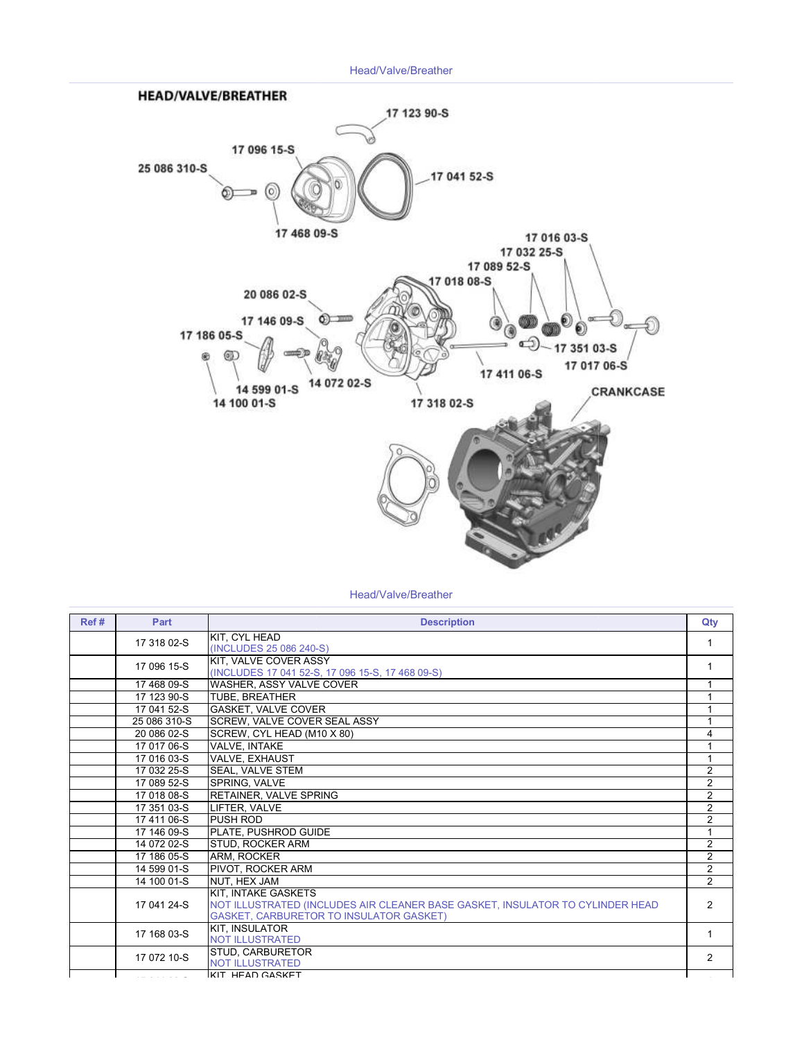Head/Valve/Breather

## HEAD/VALVE/BREATHER

Head/Valve/Breather

| Ref # | Part | Description | Qty |
|---|---|---|---|
| | 17 318 02-S | KIT, CYL HEAD (INCLUDES 25 086 240-S) | 1 |
| | 17 096 15-S | KIT, VALVE COVER ASSY (INCLUDES 17 041 52-S, 17 096 15-S, 17 468 09-S) | 1 |
| | 17 468 09-S | WASHER, ASSY VALVE COVER | 1 |
| | 17 123 90-S | TUBE, BREATHER | 1 |
| | 17 041 52-S | GASKET, VALVE COVER | 1 |
| | 25 086 310-S | SCREW, VALVE COVER SEAL ASSY | 1 |
| | 20 086 02-S | SCREW, CYL HEAD (M10 X 80) | 4 |
| | 17 017 06-S | VALVE, INTAKE | 1 |
| | 17 016 03-S | VALVE, EXHAUST | 1 |
| | 17 032 25-S | SEAL, VALVE STEM | 2 |
| | 17 089 52-S | SPRING, VALVE | 2 |
| | 17 018 08-S | RETAINER, VALVE SPRING | 2 |
| | 17 351 03-S | LIFTER, VALVE | 2 |
| | 17 411 06-S | PUSH ROD | 2 |
| | 17 146 09-S | PLATE, PUSHROD GUIDE | 1 |
| | 14 072 02-S | STUD, ROCKER ARM | 2 |
| | 17 186 05-S | ARM, ROCKER | 2 |
| | 14 599 01-S | PIVOT, ROCKER ARM | 2 |
| | 14 100 01-S | NUT, HEX JAM | 2 |
| | 17 041 24-S | KIT, INTAKE GASKETS NOT ILLUSTRATED (INCLUDES AIR CLEANER BASE GASKET, INSULATOR TO CYLINDER HEAD GASKET, CARBURETOR TO INSULATOR GASKET) | 2 |
| | 17 168 03-S | KIT, INSULATOR NOT ILLUSTRATED | 1 |
| | 17 072 10-S | STUD, CARBURETOR NOT ILLUSTRATED | 2 |
| | | KIT, HEAD GASKET | |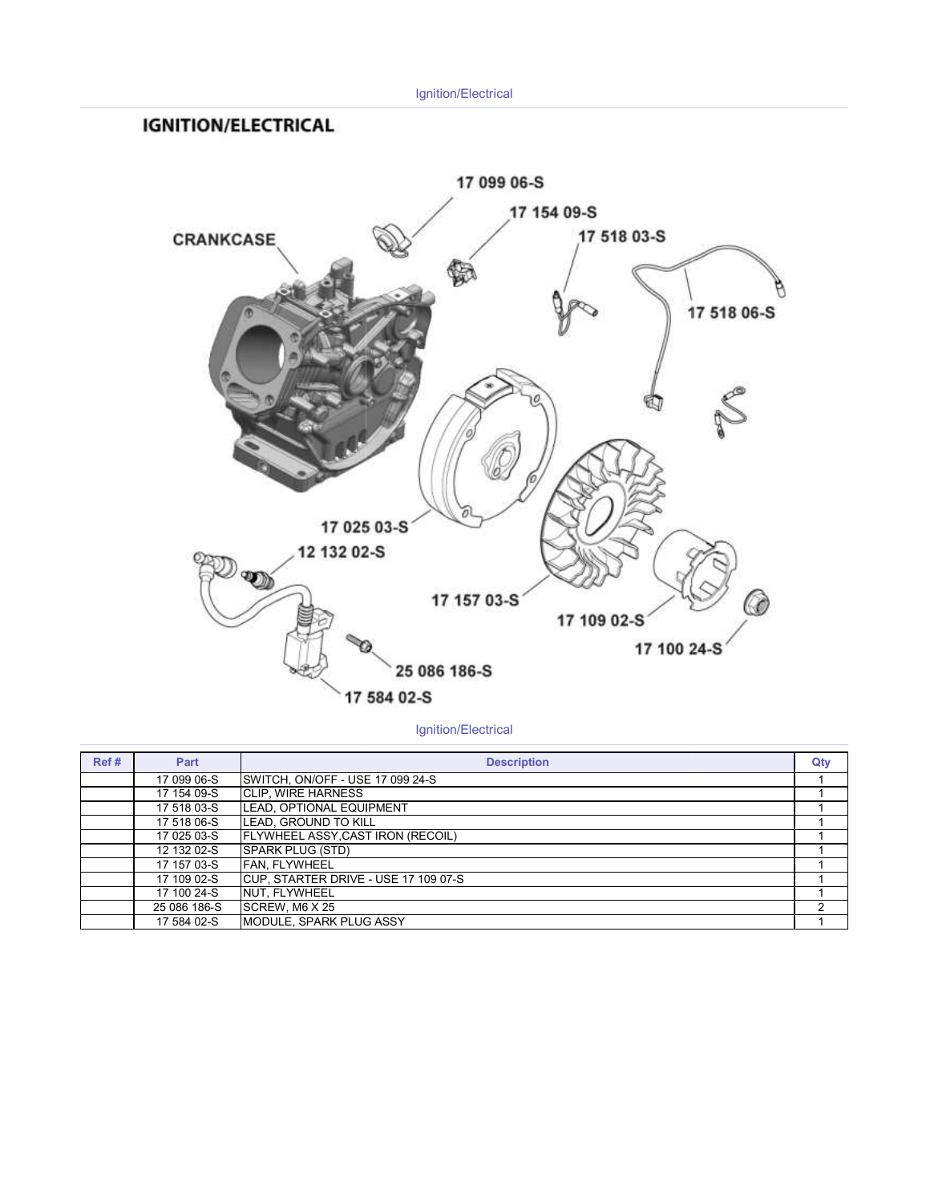# IGNITION/ELECTRICAL

Ignition/Electrical

| Ref # | Part | Description | Qty |
|---|---|---|---|
| | 17 099 06-S | SWITCH, ON/OFF - USE 17 099 24-S | 1 |
| | 17 154 09-S | CLIP, WIRE HARNESS | 1 |
| | 17 518 03-S | LEAD, OPTIONAL EQUIPMENT | 1 |
| | 17 518 06-S | LEAD, GROUND TO KILL | 1 |
| | 17 025 03-S | FLYWHEEL ASSY,CAST IRON (RECOIL) | 1 |
| | 12 132 02-S | SPARK PLUG (STD) | 1 |
| | 17 157 03-S | FAN, FLYWHEEL | 1 |
| | 17 109 02-S | CUP, STARTER DRIVE - USE 17 109 07-S | 1 |
| | 17 100 24-S | NUT, FLYWHEEL | 1 |
| | 25 086 186-S | SCREW, M6 X 25 | 2 |
| | 17 584 02-S | MODULE, SPARK PLUG ASSY | 1 |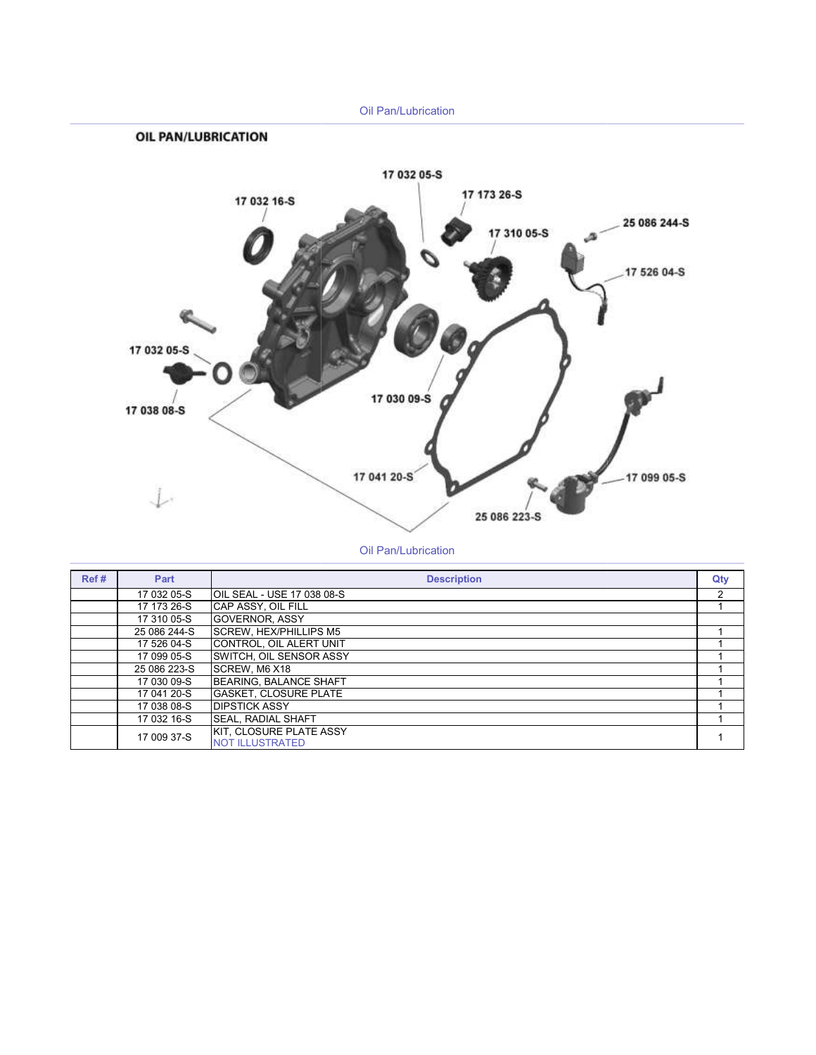## OIL PAN/LUBRICATION

Oil Pan/Lubrication

| Ref # | Part | Description | Qty |
|---|---|---|---|
| | 17 032 05-S | OIL SEAL - USE 17 038 08-S | 2 |
| | 17 173 26-S | CAP ASSY, OIL FILL | 1 |
| | 17 310 05-S | GOVERNOR, ASSY | |
| | 25 086 244-S | SCREW, HEX/PHILLIPS M5 | 1 |
| | 17 526 04-S | CONTROL, OIL ALERT UNIT | 1 |
| | 17 099 05-S | SWITCH, OIL SENSOR ASSY | 1 |
| | 25 086 223-S | SCREW, M6 X18 | 1 |
| | 17 030 09-S | BEARING, BALANCE SHAFT | 1 |
| | 17 041 20-S | GASKET, CLOSURE PLATE | 1 |
| | 17 038 08-S | DIPSTICK ASSY | 1 |
| | 17 032 16-S | SEAL, RADIAL SHAFT | 1 |
| | 17 009 37-S | KIT, CLOSURE PLATE ASSY NOT ILLUSTRATED | 1 |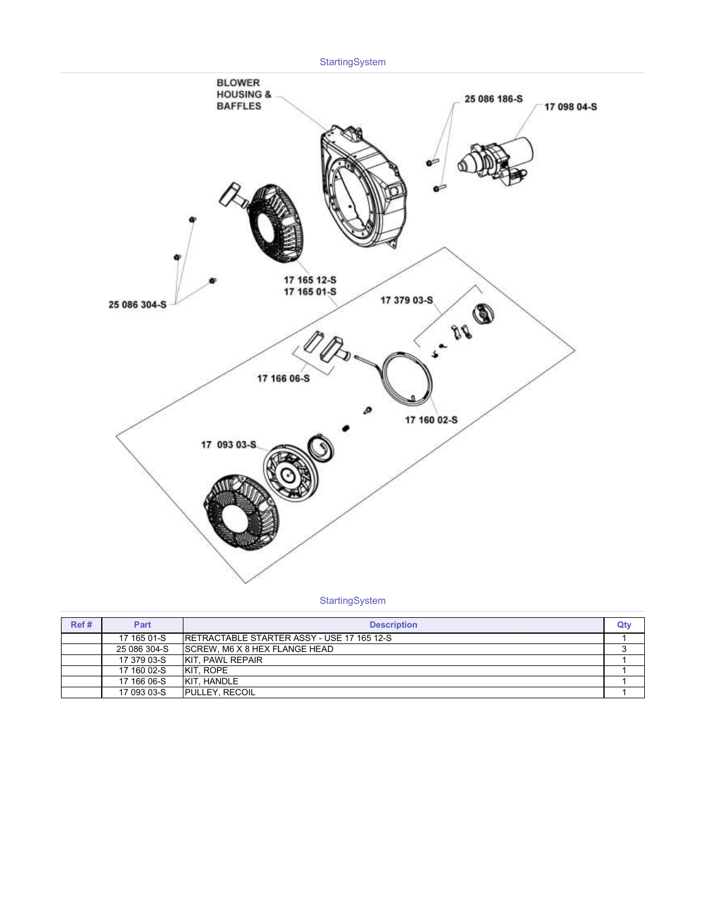StartingSystem

BLOWER HOUSING & BAFFLES

25 086 186-S

17 098 04-S

17 165 12-S
17 165 01-S

25 086 304-S

17 379 03-S

17 166 06-S

17 160 02-S

17 093 03-S

StartingSystem

| Ref # | Part | Description | Qty |
|---|---|---|---|
| | 17 165 01-S | RETRACTABLE STARTER ASSY - USE 17 165 12-S | 1 |
| | 25 086 304-S | SCREW, M6 X 8 HEX FLANGE HEAD | 3 |
| | 17 379 03-S | KIT, PAWL REPAIR | 1 |
| | 17 160 02-S | KIT, ROPE | 1 |
| | 17 166 06-S | KIT, HANDLE | 1 |
| | 17 093 03-S | PULLEY, RECOIL | 1 |